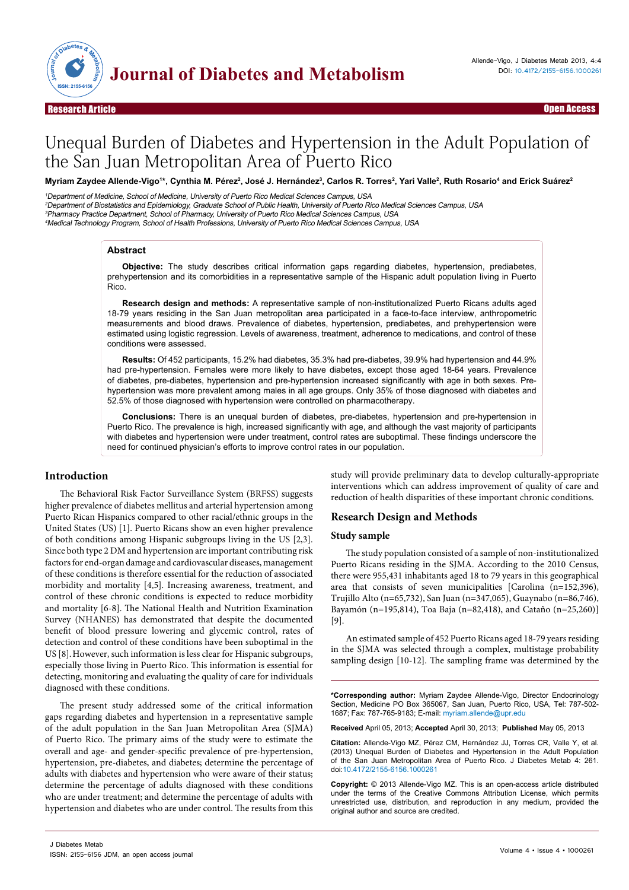Research Article

Open Access

# Unequal Burden of Diabetes and Hypertension in the Adult Population of the San Juan Metropolitan Area of Puerto Rico

**Myriam Zaydee Allende-Vigo[1]\*, Cynthia M. Pérez[2], José J. Hernández[3], Carlos R. Torres[2], Yari Valle[2], Ruth Rosario[4] and Erick Suárez[2]**

[1]*Department of Medicine, School of Medicine, University of Puerto Rico Medical Sciences Campus, USA*
[2]*Department of Biostatistics and Epidemiology, Graduate School of Public Health, University of Puerto Rico Medical Sciences Campus, USA*
[3]*Pharmacy Practice Department, School of Pharmacy, University of Puerto Rico Medical Sciences Campus, USA*
[4]*Medical Technology Program, School of Health Professions, University of Puerto Rico Medical Sciences Campus, USA*

## Abstract

**Objective:** The study describes critical information gaps regarding diabetes, hypertension, prediabetes, prehypertension and its comorbidities in a representative sample of the Hispanic adult population living in Puerto Rico.

**Research design and methods:** A representative sample of non-institutionalized Puerto Ricans adults aged 18-79 years residing in the San Juan metropolitan area participated in a face-to-face interview, anthropometric measurements and blood draws. Prevalence of diabetes, hypertension, prediabetes, and prehypertension were estimated using logistic regression. Levels of awareness, treatment, adherence to medications, and control of these conditions were assessed.

**Results:** Of 452 participants, 15.2% had diabetes, 35.3% had pre-diabetes, 39.9% had hypertension and 44.9% had pre-hypertension. Females were more likely to have diabetes, except those aged 18-64 years. Prevalence of diabetes, pre-diabetes, hypertension and pre-hypertension increased significantly with age in both sexes. Pre-hypertension was more prevalent among males in all age groups. Only 35% of those diagnosed with diabetes and 52.5% of those diagnosed with hypertension were controlled on pharmacotherapy.

**Conclusions:** There is an unequal burden of diabetes, pre-diabetes, hypertension and pre-hypertension in Puerto Rico. The prevalence is high, increased significantly with age, and although the vast majority of participants with diabetes and hypertension were under treatment, control rates are suboptimal. These findings underscore the need for continued physician's efforts to improve control rates in our population.

## Introduction

The Behavioral Risk Factor Surveillance System (BRFSS) suggests higher prevalence of diabetes mellitus and arterial hypertension among Puerto Rican Hispanics compared to other racial/ethnic groups in the United States (US) [1]. Puerto Ricans show an even higher prevalence of both conditions among Hispanic subgroups living in the US [2,3]. Since both type 2 DM and hypertension are important contributing risk factors for end-organ damage and cardiovascular diseases, management of these conditions is therefore essential for the reduction of associated morbidity and mortality [4,5]. Increasing awareness, treatment, and control of these chronic conditions is expected to reduce morbidity and mortality [6-8]. The National Health and Nutrition Examination Survey (NHANES) has demonstrated that despite the documented benefit of blood pressure lowering and glycemic control, rates of detection and control of these conditions have been suboptimal in the US [8]. However, such information is less clear for Hispanic subgroups, especially those living in Puerto Rico. This information is essential for detecting, monitoring and evaluating the quality of care for individuals diagnosed with these conditions.

The present study addressed some of the critical information gaps regarding diabetes and hypertension in a representative sample of the adult population in the San Juan Metropolitan Area (SJMA) of Puerto Rico. The primary aims of the study were to estimate the overall and age- and gender-specific prevalence of pre-hypertension, hypertension, pre-diabetes, and diabetes; determine the percentage of adults with diabetes and hypertension who were aware of their status; determine the percentage of adults diagnosed with these conditions who are under treatment; and determine the percentage of adults with hypertension and diabetes who are under control. The results from this study will provide preliminary data to develop culturally-appropriate interventions which can address improvement of quality of care and reduction of health disparities of these important chronic conditions.

## Research Design and Methods

### Study sample

The study population consisted of a sample of non-institutionalized Puerto Ricans residing in the SJMA. According to the 2010 Census, there were 955,431 inhabitants aged 18 to 79 years in this geographical area that consists of seven municipalities [Carolina (n=152,396), Trujillo Alto (n=65,732), San Juan (n=347,065), Guaynabo (n=86,746), Bayamón (n=195,814), Toa Baja (n=82,418), and Cataño (n=25,260)] [9].

An estimated sample of 452 Puerto Ricans aged 18-79 years residing in the SJMA was selected through a complex, multistage probability sampling design [10-12]. The sampling frame was determined by the

**\*Corresponding author:** Myriam Zaydee Allende-Vigo, Director Endocrinology Section, Medicine PO Box 365067, San Juan, Puerto Rico, USA, Tel: 787-502-1687; Fax: 787-765-9183; E-mail: myriam.allende@upr.edu

**Received** April 05, 2013; **Accepted** April 30, 2013; **Published** May 05, 2013

**Citation:** Allende-Vigo MZ, Pérez CM, Hernández JJ, Torres CR, Valle Y, et al. (2013) Unequal Burden of Diabetes and Hypertension in the Adult Population of the San Juan Metropolitan Area of Puerto Rico. J Diabetes Metab 4: 261. doi:10.4172/2155-6156.1000261

**Copyright:** © 2013 Allende-Vigo MZ. This is an open-access article distributed under the terms of the Creative Commons Attribution License, which permits unrestricted use, distribution, and reproduction in any medium, provided the original author and source are credited.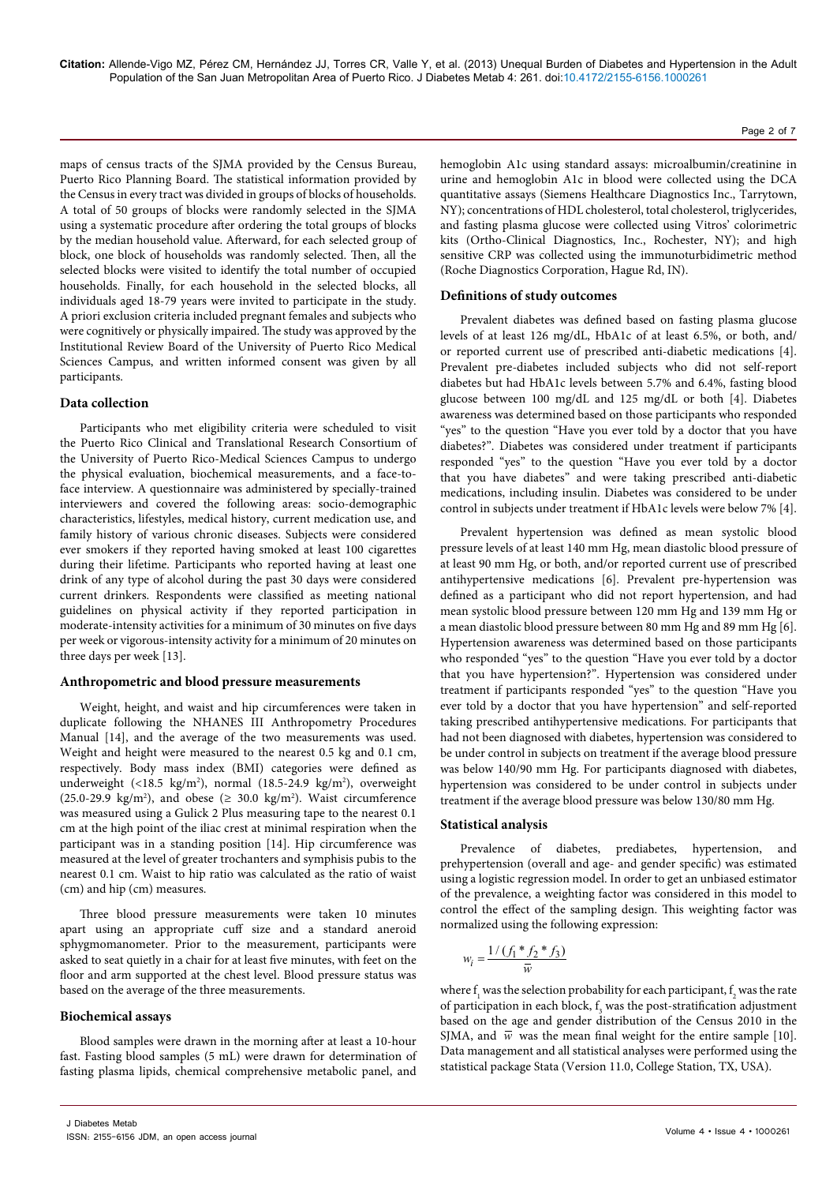maps of census tracts of the SJMA provided by the Census Bureau, Puerto Rico Planning Board. The statistical information provided by the Census in every tract was divided in groups of blocks of households. A total of 50 groups of blocks were randomly selected in the SJMA using a systematic procedure after ordering the total groups of blocks by the median household value. Afterward, for each selected group of block, one block of households was randomly selected. Then, all the selected blocks were visited to identify the total number of occupied households. Finally, for each household in the selected blocks, all individuals aged 18-79 years were invited to participate in the study. A priori exclusion criteria included pregnant females and subjects who were cognitively or physically impaired. The study was approved by the Institutional Review Board of the University of Puerto Rico Medical Sciences Campus, and written informed consent was given by all participants.

## Data collection

Participants who met eligibility criteria were scheduled to visit the Puerto Rico Clinical and Translational Research Consortium of the University of Puerto Rico-Medical Sciences Campus to undergo the physical evaluation, biochemical measurements, and a face-to-face interview. A questionnaire was administered by specially-trained interviewers and covered the following areas: socio-demographic characteristics, lifestyles, medical history, current medication use, and family history of various chronic diseases. Subjects were considered ever smokers if they reported having smoked at least 100 cigarettes during their lifetime. Participants who reported having at least one drink of any type of alcohol during the past 30 days were considered current drinkers. Respondents were classified as meeting national guidelines on physical activity if they reported participation in moderate-intensity activities for a minimum of 30 minutes on five days per week or vigorous-intensity activity for a minimum of 20 minutes on three days per week [13].

## Anthropometric and blood pressure measurements

Weight, height, and waist and hip circumferences were taken in duplicate following the NHANES III Anthropometry Procedures Manual [14], and the average of the two measurements was used. Weight and height were measured to the nearest 0.5 kg and 0.1 cm, respectively. Body mass index (BMI) categories were defined as underweight (<18.5 kg/m$^2$), normal (18.5-24.9 kg/m$^2$), overweight (25.0-29.9 kg/m$^2$), and obese (≥ 30.0 kg/m$^2$). Waist circumference was measured using a Gulick 2 Plus measuring tape to the nearest 0.1 cm at the high point of the iliac crest at minimal respiration when the participant was in a standing position [14]. Hip circumference was measured at the level of greater trochanters and symphisis pubis to the nearest 0.1 cm. Waist to hip ratio was calculated as the ratio of waist (cm) and hip (cm) measures.

Three blood pressure measurements were taken 10 minutes apart using an appropriate cuff size and a standard aneroid sphygmomanometer. Prior to the measurement, participants were asked to seat quietly in a chair for at least five minutes, with feet on the floor and arm supported at the chest level. Blood pressure status was based on the average of the three measurements.

## Biochemical assays

Blood samples were drawn in the morning after at least a 10-hour fast. Fasting blood samples (5 mL) were drawn for determination of fasting plasma lipids, chemical comprehensive metabolic panel, and hemoglobin A1c using standard assays: microalbumin/creatinine in urine and hemoglobin A1c in blood were collected using the DCA quantitative assays (Siemens Healthcare Diagnostics Inc., Tarrytown, NY); concentrations of HDL cholesterol, total cholesterol, triglycerides, and fasting plasma glucose were collected using Vitros' colorimetric kits (Ortho-Clinical Diagnostics, Inc., Rochester, NY); and high sensitive CRP was collected using the immunoturbidimetric method (Roche Diagnostics Corporation, Hague Rd, IN).

## Definitions of study outcomes

Prevalent diabetes was defined based on fasting plasma glucose levels of at least 126 mg/dL, HbA1c of at least 6.5%, or both, and/or reported current use of prescribed anti-diabetic medications [4]. Prevalent pre-diabetes included subjects who did not self-report diabetes but had HbA1c levels between 5.7% and 6.4%, fasting blood glucose between 100 mg/dL and 125 mg/dL or both [4]. Diabetes awareness was determined based on those participants who responded "yes" to the question "Have you ever told by a doctor that you have diabetes?". Diabetes was considered under treatment if participants responded "yes" to the question "Have you ever told by a doctor that you have diabetes" and were taking prescribed anti-diabetic medications, including insulin. Diabetes was considered to be under control in subjects under treatment if HbA1c levels were below 7% [4].

Prevalent hypertension was defined as mean systolic blood pressure levels of at least 140 mm Hg, mean diastolic blood pressure of at least 90 mm Hg, or both, and/or reported current use of prescribed antihypertensive medications [6]. Prevalent pre-hypertension was defined as a participant who did not report hypertension, and had mean systolic blood pressure between 120 mm Hg and 139 mm Hg or a mean diastolic blood pressure between 80 mm Hg and 89 mm Hg [6]. Hypertension awareness was determined based on those participants who responded "yes" to the question "Have you ever told by a doctor that you have hypertension?". Hypertension was considered under treatment if participants responded "yes" to the question "Have you ever told by a doctor that you have hypertension" and self-reported taking prescribed antihypertensive medications. For participants that had not been diagnosed with diabetes, hypertension was considered to be under control in subjects on treatment if the average blood pressure was below 140/90 mm Hg. For participants diagnosed with diabetes, hypertension was considered to be under control in subjects under treatment if the average blood pressure was below 130/80 mm Hg.

## Statistical analysis

Prevalence of diabetes, prediabetes, hypertension, and prehypertension (overall and age- and gender specific) was estimated using a logistic regression model. In order to get an unbiased estimator of the prevalence, a weighting factor was considered in this model to control the effect of the sampling design. This weighting factor was normalized using the following expression:

$$w_i = \frac{1/(f_1 * f_2 * f_3)}{\bar{w}}$$

where $f_1$ was the selection probability for each participant, $f_2$ was the rate of participation in each block, $f_3$ was the post-stratification adjustment based on the age and gender distribution of the Census 2010 in the SJMA, and $\bar{w}$ was the mean final weight for the entire sample [10]. Data management and all statistical analyses were performed using the statistical package Stata (Version 11.0, College Station, TX, USA).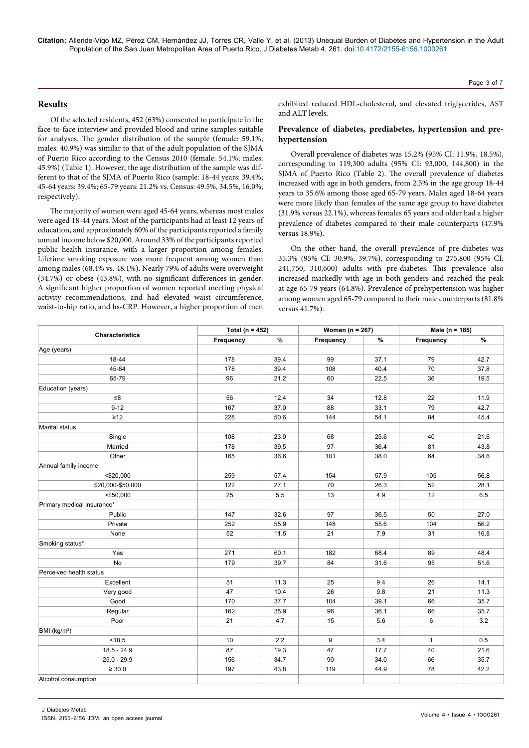## Results

Of the selected residents, 452 (63%) consented to participate in the face-to-face interview and provided blood and urine samples suitable for analyses. The gender distribution of the sample (female: 59.1%; males: 40.9%) was similar to that of the adult population of the SJMA of Puerto Rico according to the Census 2010 (female: 54.1%; males: 45.9%) (Table 1). However, the age distribution of the sample was different to that of the SJMA of Puerto Rico (sample: 18-44 years: 39.4%; 45-64 years: 39.4%; 65-79 years: 21.2% vs. Census: 49.5%, 34.5%, 16.0%, respectively).

The majority of women were aged 45-64 years, whereas most males were aged 18-44 years. Most of the participants had at least 12 years of education, and approximately 60% of the participants reported a family annual income below $20,000. Around 33% of the participants reported public health insurance, with a larger proportion among females. Lifetime smoking exposure was more frequent among women than among males (68.4% vs. 48.1%). Nearly 79% of adults were overweight (34.7%) or obese (43.8%), with no significant differences in gender. A significant higher proportion of women reported meeting physical activity recommendations, and had elevated waist circumference, waist-to-hip ratio, and hs-CRP. However, a higher proportion of men exhibited reduced HDL-cholesterol, and elevated triglycerides, AST and ALT levels.

### Prevalence of diabetes, prediabetes, hypertension and pre-hypertension

Overall prevalence of diabetes was 15.2% (95% CI: 11.9%, 18.5%), corresponding to 119,300 adults (95% CI: 93,000, 144,800) in the SJMA of Puerto Rico (Table 2). The overall prevalence of diabetes increased with age in both genders, from 2.5% in the age group 18-44 years to 35.6% among those aged 65-79 years. Males aged 18-64 years were more likely than females of the same age group to have diabetes (31.9% versus 22.1%), whereas females 65 years and older had a higher prevalence of diabetes compared to their male counterparts (47.9% versus 18.9%).

On the other hand, the overall prevalence of pre-diabetes was 35.3% (95% CI: 30.9%, 39.7%), corresponding to 275,800 (95% CI: 241,750, 310,600) adults with pre-diabetes. This prevalence also increased markedly with age in both genders and reached the peak at age 65-79 years (64.8%). Prevalence of prehypertension was higher among women aged 65-79 compared to their male counterparts (81.8% versus 41.7%).

| Characteristics | Total (n = 452) | | Women (n = 267) | | Male (n = 185) | |
|---|---|---|---|---|---|---|
| | Frequency | % | Frequency | % | Frequency | % |
| Age (years) | | | | | | |
| 18-44 | 178 | 39.4 | 99 | 37.1 | 79 | 42.7 |
| 45-64 | 178 | 39.4 | 108 | 40.4 | 70 | 37.8 |
| 65-79 | 96 | 21.2 | 60 | 22.5 | 36 | 19.5 |
| Education (years) | | | | | | |
| ≤8 | 56 | 12.4 | 34 | 12.8 | 22 | 11.9 |
| 9-12 | 167 | 37.0 | 88 | 33.1 | 79 | 42.7 |
| ≥12 | 228 | 50.6 | 144 | 54.1 | 84 | 45.4 |
| Marital status | | | | | | |
| Single | 108 | 23.9 | 68 | 25.6 | 40 | 21.6 |
| Married | 178 | 39.5 | 97 | 36.4 | 81 | 43.8 |
| Other | 165 | 36.6 | 101 | 38.0 | 64 | 34.6 |
| Annual family income | | | | | | |
| <$20,000 | 259 | 57.4 | 154 | 57.9 | 105 | 56.8 |
| $20,000-$50,000 | 122 | 27.1 | 70 | 26.3 | 52 | 28.1 |
| >$50,000 | 25 | 5.5 | 13 | 4.9 | 12 | 6.5 |
| Primary medical insurance* | | | | | | |
| Public | 147 | 32.6 | 97 | 36.5 | 50 | 27.0 |
| Private | 252 | 55.9 | 148 | 55.6 | 104 | 56.2 |
| None | 52 | 11.5 | 21 | 7.9 | 31 | 16.8 |
| Smoking status* | | | | | | |
| Yes | 271 | 60.1 | 182 | 68.4 | 89 | 48.4 |
| No | 179 | 39.7 | 84 | 31.6 | 95 | 51.6 |
| Perceived health status | | | | | | |
| Excellent | 51 | 11.3 | 25 | 9.4 | 26 | 14.1 |
| Very good | 47 | 10.4 | 26 | 9.8 | 21 | 11.3 |
| Good | 170 | 37.7 | 104 | 39.1 | 66 | 35.7 |
| Regular | 162 | 35.9 | 96 | 36.1 | 66 | 35.7 |
| Poor | 21 | 4.7 | 15 | 5.6 | 6 | 3.2 |
| BMI (kg/m$^2$) | | | | | | |
| <18.5 | 10 | 2.2 | 9 | 3.4 | 1 | 0.5 |
| 18.5 - 24.9 | 87 | 19.3 | 47 | 17.7 | 40 | 21.6 |
| 25.0 - 29.9 | 156 | 34.7 | 90 | 34.0 | 66 | 35.7 |
| ≥ 30.0 | 197 | 43.8 | 119 | 44.9 | 78 | 42.2 |
| Alcohol consumption | | | | | | |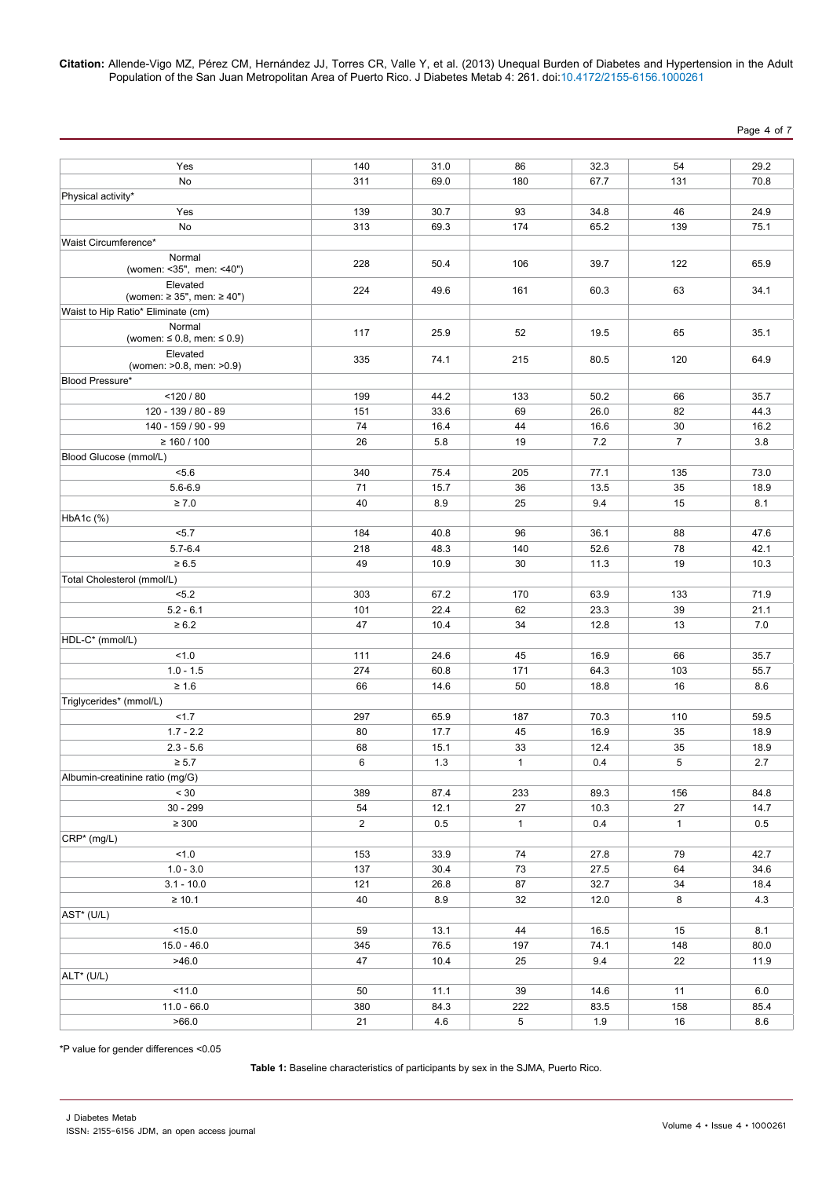| | | | | | | |
|---|---|---|---|---|---|---|
| Yes | 140 | 31.0 | 86 | 32.3 | 54 | 29.2 |
| No | 311 | 69.0 | 180 | 67.7 | 131 | 70.8 |
| Physical activity* | | | | | | |
| Yes | 139 | 30.7 | 93 | 34.8 | 46 | 24.9 |
| No | 313 | 69.3 | 174 | 65.2 | 139 | 75.1 |
| Waist Circumference* | | | | | | |
| Normal (women: <35", men: <40") | 228 | 50.4 | 106 | 39.7 | 122 | 65.9 |
| Elevated (women: ≥ 35", men: ≥ 40") | 224 | 49.6 | 161 | 60.3 | 63 | 34.1 |
| Waist to Hip Ratio* Eliminate (cm) | | | | | | |
| Normal (women: ≤ 0.8, men: ≤ 0.9) | 117 | 25.9 | 52 | 19.5 | 65 | 35.1 |
| Elevated (women: >0.8, men: >0.9) | 335 | 74.1 | 215 | 80.5 | 120 | 64.9 |
| Blood Pressure* | | | | | | |
| <120 / 80 | 199 | 44.2 | 133 | 50.2 | 66 | 35.7 |
| 120 - 139 / 80 - 89 | 151 | 33.6 | 69 | 26.0 | 82 | 44.3 |
| 140 - 159 / 90 - 99 | 74 | 16.4 | 44 | 16.6 | 30 | 16.2 |
| ≥ 160 / 100 | 26 | 5.8 | 19 | 7.2 | 7 | 3.8 |
| Blood Glucose (mmol/L) | | | | | | |
| <5.6 | 340 | 75.4 | 205 | 77.1 | 135 | 73.0 |
| 5.6-6.9 | 71 | 15.7 | 36 | 13.5 | 35 | 18.9 |
| ≥ 7.0 | 40 | 8.9 | 25 | 9.4 | 15 | 8.1 |
| HbA1c (%) | | | | | | |
| <5.7 | 184 | 40.8 | 96 | 36.1 | 88 | 47.6 |
| 5.7-6.4 | 218 | 48.3 | 140 | 52.6 | 78 | 42.1 |
| ≥ 6.5 | 49 | 10.9 | 30 | 11.3 | 19 | 10.3 |
| Total Cholesterol (mmol/L) | | | | | | |
| <5.2 | 303 | 67.2 | 170 | 63.9 | 133 | 71.9 |
| 5.2 - 6.1 | 101 | 22.4 | 62 | 23.3 | 39 | 21.1 |
| ≥ 6.2 | 47 | 10.4 | 34 | 12.8 | 13 | 7.0 |
| HDL-C* (mmol/L) | | | | | | |
| <1.0 | 111 | 24.6 | 45 | 16.9 | 66 | 35.7 |
| 1.0 - 1.5 | 274 | 60.8 | 171 | 64.3 | 103 | 55.7 |
| ≥ 1.6 | 66 | 14.6 | 50 | 18.8 | 16 | 8.6 |
| Triglycerides* (mmol/L) | | | | | | |
| <1.7 | 297 | 65.9 | 187 | 70.3 | 110 | 59.5 |
| 1.7 - 2.2 | 80 | 17.7 | 45 | 16.9 | 35 | 18.9 |
| 2.3 - 5.6 | 68 | 15.1 | 33 | 12.4 | 35 | 18.9 |
| ≥ 5.7 | 6 | 1.3 | 1 | 0.4 | 5 | 2.7 |
| Albumin-creatinine ratio (mg/G) | | | | | | |
| < 30 | 389 | 87.4 | 233 | 89.3 | 156 | 84.8 |
| 30 - 299 | 54 | 12.1 | 27 | 10.3 | 27 | 14.7 |
| ≥ 300 | 2 | 0.5 | 1 | 0.4 | 1 | 0.5 |
| CRP* (mg/L) | | | | | | |
| <1.0 | 153 | 33.9 | 74 | 27.8 | 79 | 42.7 |
| 1.0 - 3.0 | 137 | 30.4 | 73 | 27.5 | 64 | 34.6 |
| 3.1 - 10.0 | 121 | 26.8 | 87 | 32.7 | 34 | 18.4 |
| ≥ 10.1 | 40 | 8.9 | 32 | 12.0 | 8 | 4.3 |
| AST* (U/L) | | | | | | |
| <15.0 | 59 | 13.1 | 44 | 16.5 | 15 | 8.1 |
| 15.0 - 46.0 | 345 | 76.5 | 197 | 74.1 | 148 | 80.0 |
| >46.0 | 47 | 10.4 | 25 | 9.4 | 22 | 11.9 |
| ALT* (U/L) | | | | | | |
| <11.0 | 50 | 11.1 | 39 | 14.6 | 11 | 6.0 |
| 11.0 - 66.0 | 380 | 84.3 | 222 | 83.5 | 158 | 85.4 |
| >66.0 | 21 | 4.6 | 5 | 1.9 | 16 | 8.6 |

*P value for gender differences <0.05

**Table 1:** Baseline characteristics of participants by sex in the SJMA, Puerto Rico.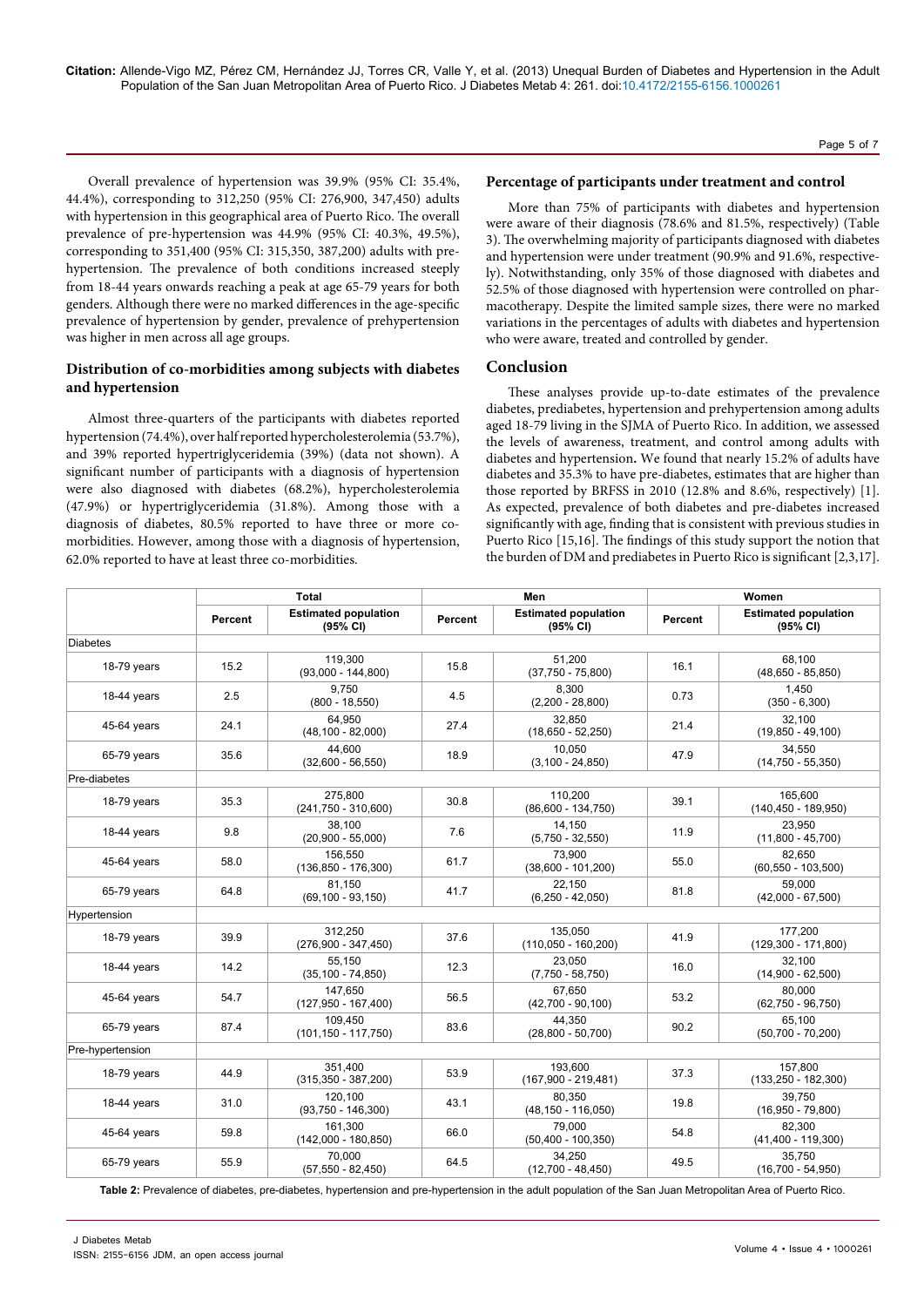Overall prevalence of hypertension was 39.9% (95% CI: 35.4%, 44.4%), corresponding to 312,250 (95% CI: 276,900, 347,450) adults with hypertension in this geographical area of Puerto Rico. The overall prevalence of pre-hypertension was 44.9% (95% CI: 40.3%, 49.5%), corresponding to 351,400 (95% CI: 315,350, 387,200) adults with pre-hypertension. The prevalence of both conditions increased steeply from 18-44 years onwards reaching a peak at age 65-79 years for both genders. Although there were no marked differences in the age-specific prevalence of hypertension by gender, prevalence of prehypertension was higher in men across all age groups.

### Distribution of co-morbidities among subjects with diabetes and hypertension

Almost three-quarters of the participants with diabetes reported hypertension (74.4%), over half reported hypercholesterolemia (53.7%), and 39% reported hypertriglyceridemia (39%) (data not shown). A significant number of participants with a diagnosis of hypertension were also diagnosed with diabetes (68.2%), hypercholesterolemia (47.9%) or hypertriglyceridemia (31.8%). Among those with a diagnosis of diabetes, 80.5% reported to have three or more co-morbidities. However, among those with a diagnosis of hypertension, 62.0% reported to have at least three co-morbidities.

### Percentage of participants under treatment and control

More than 75% of participants with diabetes and hypertension were aware of their diagnosis (78.6% and 81.5%, respectively) (Table 3). The overwhelming majority of participants diagnosed with diabetes and hypertension were under treatment (90.9% and 91.6%, respectively). Notwithstanding, only 35% of those diagnosed with diabetes and 52.5% of those diagnosed with hypertension were controlled on pharmacotherapy. Despite the limited sample sizes, there were no marked variations in the percentages of adults with diabetes and hypertension who were aware, treated and controlled by gender.

## Conclusion

These analyses provide up-to-date estimates of the prevalence diabetes, prediabetes, hypertension and prehypertension among adults aged 18-79 living in the SJMA of Puerto Rico. In addition, we assessed the levels of awareness, treatment, and control among adults with diabetes and hypertension**.** We found that nearly 15.2% of adults have diabetes and 35.3% to have pre-diabetes, estimates that are higher than those reported by BRFSS in 2010 (12.8% and 8.6%, respectively) [1]. As expected, prevalence of both diabetes and pre-diabetes increased significantly with age, finding that is consistent with previous studies in Puerto Rico [15,16]. The findings of this study support the notion that the burden of DM and prediabetes in Puerto Rico is significant [2,3,17].

| | Total | | Men | | Women | |
|---|---|---|---|---|---|---|
| | Percent | Estimated population (95% CI) | Percent | Estimated population (95% CI) | Percent | Estimated population (95% CI) |
| Diabetes | | | | | | |
| 18-79 years | 15.2 | 119,300 (93,000 - 144,800) | 15.8 | 51,200 (37,750 - 75,800) | 16.1 | 68,100 (48,650 - 85,850) |
| 18-44 years | 2.5 | 9,750 (800 - 18,550) | 4.5 | 8,300 (2,200 - 28,800) | 0.73 | 1,450 (350 - 6,300) |
| 45-64 years | 24.1 | 64,950 (48,100 - 82,000) | 27.4 | 32,850 (18,650 - 52,250) | 21.4 | 32,100 (19,850 - 49,100) |
| 65-79 years | 35.6 | 44,600 (32,600 - 56,550) | 18.9 | 10,050 (3,100 - 24,850) | 47.9 | 34,550 (14,750 - 55,350) |
| Pre-diabetes | | | | | | |
| 18-79 years | 35.3 | 275,800 (241,750 - 310,600) | 30.8 | 110,200 (86,600 - 134,750) | 39.1 | 165,600 (140,450 - 189,950) |
| 18-44 years | 9.8 | 38,100 (20,900 - 55,000) | 7.6 | 14,150 (5,750 - 32,550) | 11.9 | 23,950 (11,800 - 45,700) |
| 45-64 years | 58.0 | 156,550 (136,850 - 176,300) | 61.7 | 73,900 (38,600 - 101,200) | 55.0 | 82,650 (60,550 - 103,500) |
| 65-79 years | 64.8 | 81,150 (69,100 - 93,150) | 41.7 | 22,150 (6,250 - 42,050) | 81.8 | 59,000 (42,000 - 67,500) |
| Hypertension | | | | | | |
| 18-79 years | 39.9 | 312,250 (276,900 - 347,450) | 37.6 | 135,050 (110,050 - 160,200) | 41.9 | 177,200 (129,300 - 171,800) |
| 18-44 years | 14.2 | 55,150 (35,100 - 74,850) | 12.3 | 23,050 (7,750 - 58,750) | 16.0 | 32,100 (14,900 - 62,500) |
| 45-64 years | 54.7 | 147,650 (127,950 - 167,400) | 56.5 | 67,650 (42,700 - 90,100) | 53.2 | 80,000 (62,750 - 96,750) |
| 65-79 years | 87.4 | 109,450 (101,150 - 117,750) | 83.6 | 44,350 (28,800 - 50,700) | 90.2 | 65,100 (50,700 - 70,200) |
| Pre-hypertension | | | | | | |
| 18-79 years | 44.9 | 351,400 (315,350 - 387,200) | 53.9 | 193,600 (167,900 - 219,481) | 37.3 | 157,800 (133,250 - 182,300) |
| 18-44 years | 31.0 | 120,100 (93,750 - 146,300) | 43.1 | 80,350 (48,150 - 116,050) | 19.8 | 39,750 (16,950 - 79,800) |
| 45-64 years | 59.8 | 161,300 (142,000 - 180,850) | 66.0 | 79,000 (50,400 - 100,350) | 54.8 | 82,300 (41,400 - 119,300) |
| 65-79 years | 55.9 | 70,000 (57,550 - 82,450) | 64.5 | 34,250 (12,700 - 48,450) | 49.5 | 35,750 (16,700 - 54,950) |

**Table 2:** Prevalence of diabetes, pre-diabetes, hypertension and pre-hypertension in the adult population of the San Juan Metropolitan Area of Puerto Rico.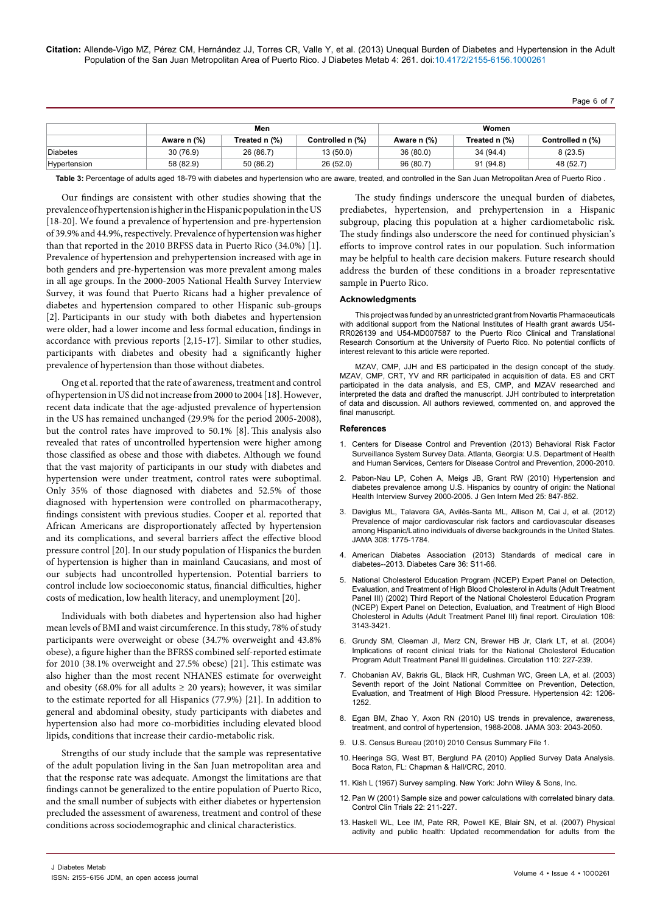| | Men | | | Women | | |
|---|---|---|---|---|---|---|
| | Aware n (%) | Treated n (%) | Controlled n (%) | Aware n (%) | Treated n (%) | Controlled n (%) |
| Diabetes | 30 (76.9) | 26 (86.7) | 13 (50.0) | 36 (80.0) | 34 (94.4) | 8 (23.5) |
| Hypertension | 58 (82.9) | 50 (86.2) | 26 (52.0) | 96 (80.7) | 91 (94.8) | 48 (52.7) |

**Table 3:** Percentage of adults aged 18-79 with diabetes and hypertension who are aware, treated, and controlled in the San Juan Metropolitan Area of Puerto Rico .

Our findings are consistent with other studies showing that the prevalence of hypertension is higher in the Hispanic population in the US [18-20]. We found a prevalence of hypertension and pre-hypertension of 39.9% and 44.9%, respectively. Prevalence of hypertension was higher than that reported in the 2010 BRFSS data in Puerto Rico (34.0%) [1]. Prevalence of hypertension and prehypertension increased with age in both genders and pre-hypertension was more prevalent among males in all age groups. In the 2000-2005 National Health Survey Interview Survey, it was found that Puerto Ricans had a higher prevalence of diabetes and hypertension compared to other Hispanic sub-groups [2]. Participants in our study with both diabetes and hypertension were older, had a lower income and less formal education, findings in accordance with previous reports [2,15-17]. Similar to other studies, participants with diabetes and obesity had a significantly higher prevalence of hypertension than those without diabetes.

Ong et al. reported that the rate of awareness, treatment and control of hypertension in US did not increase from 2000 to 2004 [18]. However, recent data indicate that the age-adjusted prevalence of hypertension in the US has remained unchanged (29.9% for the period 2005-2008), but the control rates have improved to 50.1% [8]. This analysis also revealed that rates of uncontrolled hypertension were higher among those classified as obese and those with diabetes. Although we found that the vast majority of participants in our study with diabetes and hypertension were under treatment, control rates were suboptimal. Only 35% of those diagnosed with diabetes and 52.5% of those diagnosed with hypertension were controlled on pharmacotherapy, findings consistent with previous studies. Cooper et al. reported that African Americans are disproportionately affected by hypertension and its complications, and several barriers affect the effective blood pressure control [20]. In our study population of Hispanics the burden of hypertension is higher than in mainland Caucasians, and most of our subjects had uncontrolled hypertension. Potential barriers to control include low socioeconomic status, financial difficulties, higher costs of medication, low health literacy, and unemployment [20].

Individuals with both diabetes and hypertension also had higher mean levels of BMI and waist circumference. In this study, 78% of study participants were overweight or obese (34.7% overweight and 43.8% obese), a figure higher than the BFRSS combined self-reported estimate for 2010 (38.1% overweight and 27.5% obese) [21]. This estimate was also higher than the most recent NHANES estimate for overweight and obesity (68.0% for all adults $\geq$ 20 years); however, it was similar to the estimate reported for all Hispanics (77.9%) [21]. In addition to general and abdominal obesity, study participants with diabetes and hypertension also had more co-morbidities including elevated blood lipids, conditions that increase their cardio-metabolic risk.

Strengths of our study include that the sample was representative of the adult population living in the San Juan metropolitan area and that the response rate was adequate. Amongst the limitations are that findings cannot be generalized to the entire population of Puerto Rico, and the small number of subjects with either diabetes or hypertension precluded the assessment of awareness, treatment and control of these conditions across sociodemographic and clinical characteristics.

The study findings underscore the unequal burden of diabetes, prediabetes, hypertension, and prehypertension in a Hispanic subgroup, placing this population at a higher cardiometabolic risk. The study findings also underscore the need for continued physician's efforts to improve control rates in our population. Such information may be helpful to health care decision makers. Future research should address the burden of these conditions in a broader representative sample in Puerto Rico.

## Acknowledgments

This project was funded by an unrestricted grant from Novartis Pharmaceuticals with additional support from the National Institutes of Health grant awards U54-RR026139 and U54-MD007587 to the Puerto Rico Clinical and Translational Research Consortium at the University of Puerto Rico. No potential conflicts of interest relevant to this article were reported.

MZAV, CMP, JJH and ES participated in the design concept of the study. MZAV, CMP, CRT, YV and RR participated in acquisition of data. ES and CRT participated in the data analysis, and ES, CMP, and MZAV researched and interpreted the data and drafted the manuscript. JJH contributed to interpretation of data and discussion. All authors reviewed, commented on, and approved the final manuscript.

## References

1. Centers for Disease Control and Prevention (2013) Behavioral Risk Factor Surveillance System Survey Data. Atlanta, Georgia: U.S. Department of Health and Human Services, Centers for Disease Control and Prevention, 2000-2010.
2. Pabon-Nau LP, Cohen A, Meigs JB, Grant RW (2010) Hypertension and diabetes prevalence among U.S. Hispanics by country of origin: the National Health Interview Survey 2000-2005. J Gen Intern Med 25: 847-852.
3. Daviglus ML, Talavera GA, Avilés-Santa ML, Allison M, Cai J, et al. (2012) Prevalence of major cardiovascular risk factors and cardiovascular diseases among Hispanic/Latino individuals of diverse backgrounds in the United States. JAMA 308: 1775-1784.
4. American Diabetes Association (2013) Standards of medical care in diabetes--2013. Diabetes Care 36: S11-66.
5. National Cholesterol Education Program (NCEP) Expert Panel on Detection, Evaluation, and Treatment of High Blood Cholesterol in Adults (Adult Treatment Panel III) (2002) Third Report of the National Cholesterol Education Program (NCEP) Expert Panel on Detection, Evaluation, and Treatment of High Blood Cholesterol in Adults (Adult Treatment Panel III) final report. Circulation 106: 3143-3421.
6. Grundy SM, Cleeman JI, Merz CN, Brewer HB Jr, Clark LT, et al. (2004) Implications of recent clinical trials for the National Cholesterol Education Program Adult Treatment Panel III guidelines. Circulation 110: 227-239.
7. Chobanian AV, Bakris GL, Black HR, Cushman WC, Green LA, et al. (2003) Seventh report of the Joint National Committee on Prevention, Detection, Evaluation, and Treatment of High Blood Pressure. Hypertension 42: 1206-1252.
8. Egan BM, Zhao Y, Axon RN (2010) US trends in prevalence, awareness, treatment, and control of hypertension, 1988-2008. JAMA 303: 2043-2050.
9. U.S. Census Bureau (2010) 2010 Census Summary File 1.
10. Heeringa SG, West BT, Berglund PA (2010) Applied Survey Data Analysis. Boca Raton, FL: Chapman & Hall/CRC, 2010.
11. Kish L (1967) Survey sampling. New York: John Wiley & Sons, Inc.
12. Pan W (2001) Sample size and power calculations with correlated binary data. Control Clin Trials 22: 211-227.
13. Haskell WL, Lee IM, Pate RR, Powell KE, Blair SN, et al. (2007) Physical activity and public health: Updated recommendation for adults from the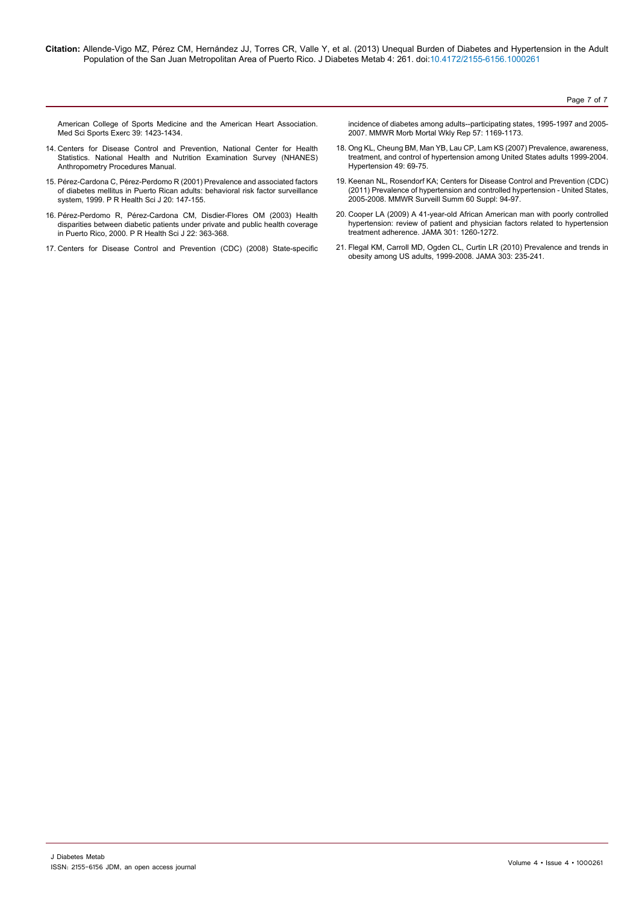American College of Sports Medicine and the American Heart Association. Med Sci Sports Exerc 39: 1423-1434.

14. Centers for Disease Control and Prevention, National Center for Health Statistics. National Health and Nutrition Examination Survey (NHANES) Anthropometry Procedures Manual.
15. Pérez-Cardona C, Pérez-Perdomo R (2001) Prevalence and associated factors of diabetes mellitus in Puerto Rican adults: behavioral risk factor surveillance system, 1999. P R Health Sci J 20: 147-155.
16. Pérez-Perdomo R, Pérez-Cardona CM, Disdier-Flores OM (2003) Health disparities between diabetic patients under private and public health coverage in Puerto Rico, 2000. P R Health Sci J 22: 363-368.
17. Centers for Disease Control and Prevention (CDC) (2008) State-specific incidence of diabetes among adults--participating states, 1995-1997 and 2005-2007. MMWR Morb Mortal Wkly Rep 57: 1169-1173.
18. Ong KL, Cheung BM, Man YB, Lau CP, Lam KS (2007) Prevalence, awareness, treatment, and control of hypertension among United States adults 1999-2004. Hypertension 49: 69-75.
19. Keenan NL, Rosendorf KA; Centers for Disease Control and Prevention (CDC) (2011) Prevalence of hypertension and controlled hypertension - United States, 2005-2008. MMWR Surveill Summ 60 Suppl: 94-97.
20. Cooper LA (2009) A 41-year-old African American man with poorly controlled hypertension: review of patient and physician factors related to hypertension treatment adherence. JAMA 301: 1260-1272.
21. Flegal KM, Carroll MD, Ogden CL, Curtin LR (2010) Prevalence and trends in obesity among US adults, 1999-2008. JAMA 303: 235-241.